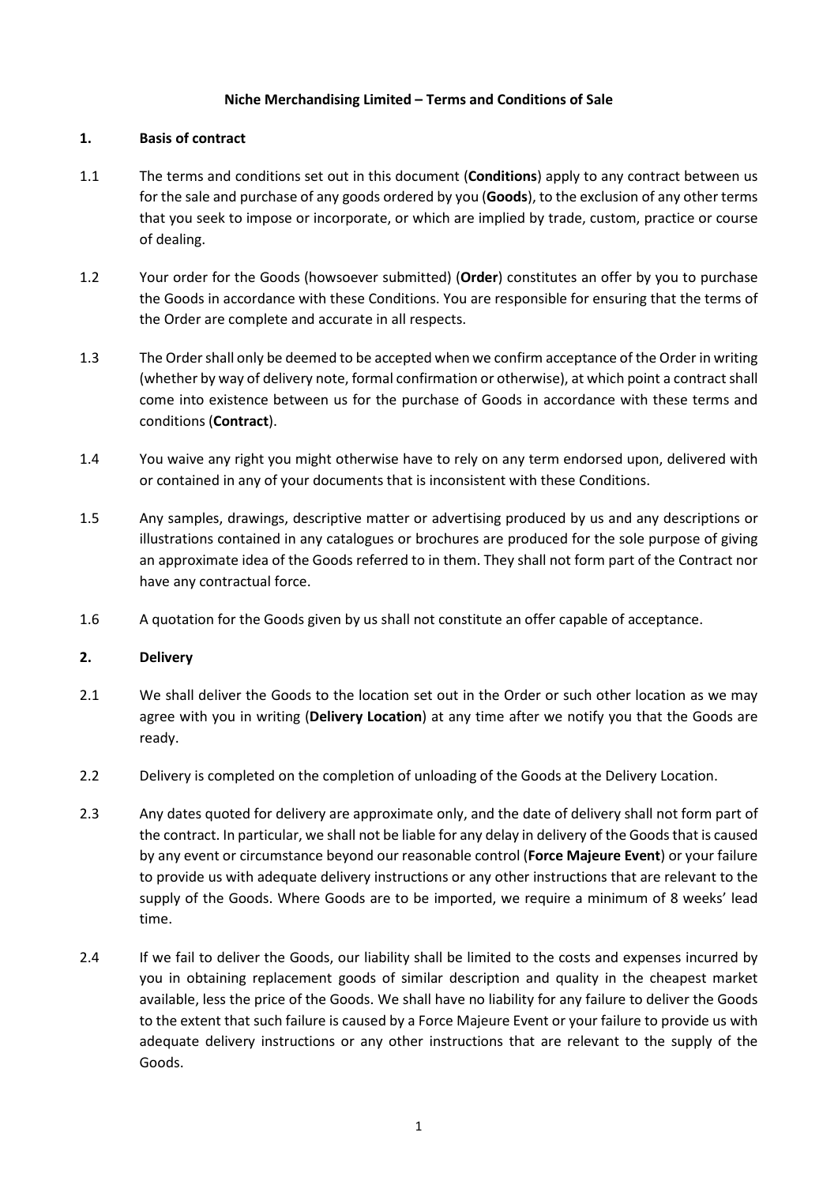**Niche Merchandising Limited – Terms and Conditions of Sale**

## 1. Basis of contract

1.1 The terms and conditions set out in this document (**Conditions**) apply to any contract between us for the sale and purchase of any goods ordered by you (**Goods**), to the exclusion of any other terms that you seek to impose or incorporate, or which are implied by trade, custom, practice or course of dealing.

1.2 Your order for the Goods (howsoever submitted) (**Order**) constitutes an offer by you to purchase the Goods in accordance with these Conditions. You are responsible for ensuring that the terms of the Order are complete and accurate in all respects.

1.3 The Order shall only be deemed to be accepted when we confirm acceptance of the Order in writing (whether by way of delivery note, formal confirmation or otherwise), at which point a contract shall come into existence between us for the purchase of Goods in accordance with these terms and conditions (**Contract**).

1.4 You waive any right you might otherwise have to rely on any term endorsed upon, delivered with or contained in any of your documents that is inconsistent with these Conditions.

1.5 Any samples, drawings, descriptive matter or advertising produced by us and any descriptions or illustrations contained in any catalogues or brochures are produced for the sole purpose of giving an approximate idea of the Goods referred to in them. They shall not form part of the Contract nor have any contractual force.

1.6 A quotation for the Goods given by us shall not constitute an offer capable of acceptance.

## 2. Delivery

2.1 We shall deliver the Goods to the location set out in the Order or such other location as we may agree with you in writing (**Delivery Location**) at any time after we notify you that the Goods are ready.

2.2 Delivery is completed on the completion of unloading of the Goods at the Delivery Location.

2.3 Any dates quoted for delivery are approximate only, and the date of delivery shall not form part of the contract. In particular, we shall not be liable for any delay in delivery of the Goods that is caused by any event or circumstance beyond our reasonable control (**Force Majeure Event**) or your failure to provide us with adequate delivery instructions or any other instructions that are relevant to the supply of the Goods. Where Goods are to be imported, we require a minimum of 8 weeks' lead time.

2.4 If we fail to deliver the Goods, our liability shall be limited to the costs and expenses incurred by you in obtaining replacement goods of similar description and quality in the cheapest market available, less the price of the Goods. We shall have no liability for any failure to deliver the Goods to the extent that such failure is caused by a Force Majeure Event or your failure to provide us with adequate delivery instructions or any other instructions that are relevant to the supply of the Goods.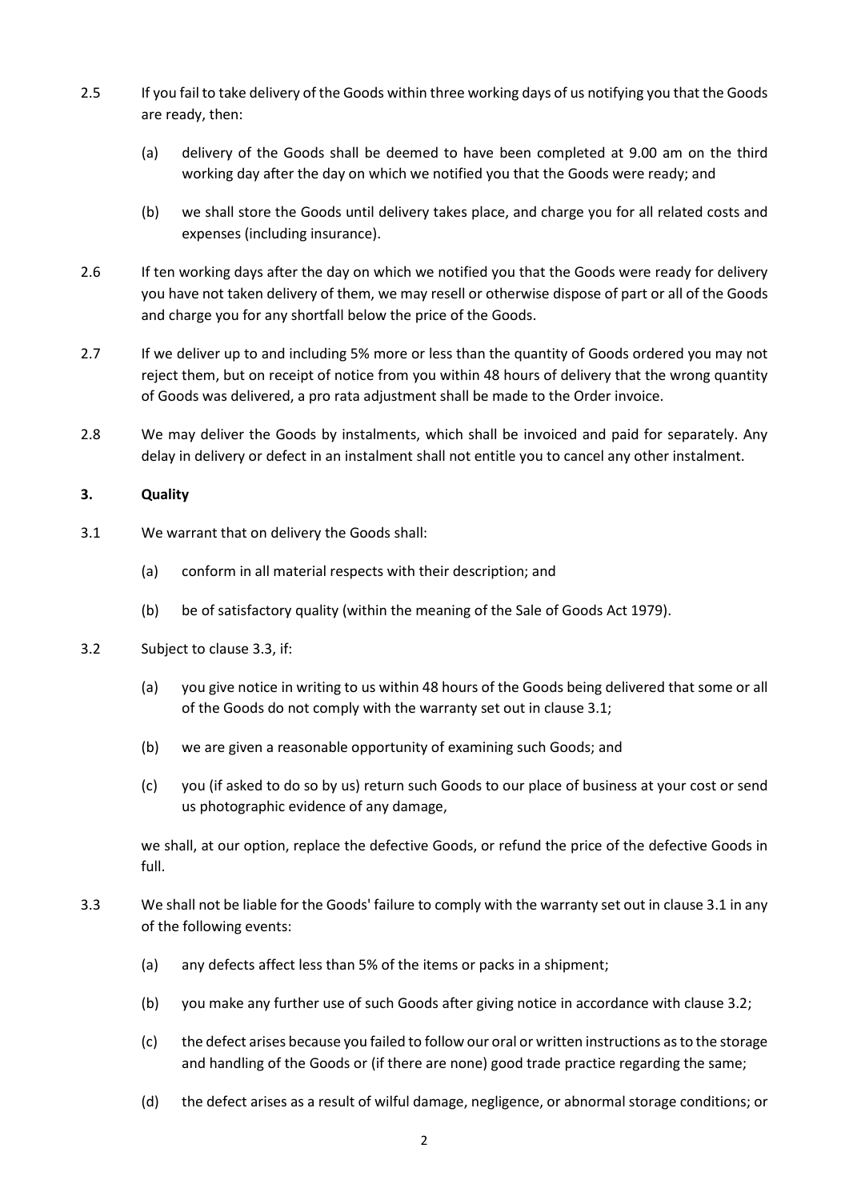2.5 If you fail to take delivery of the Goods within three working days of us notifying you that the Goods are ready, then:

(a) delivery of the Goods shall be deemed to have been completed at 9.00 am on the third working day after the day on which we notified you that the Goods were ready; and

(b) we shall store the Goods until delivery takes place, and charge you for all related costs and expenses (including insurance).

2.6 If ten working days after the day on which we notified you that the Goods were ready for delivery you have not taken delivery of them, we may resell or otherwise dispose of part or all of the Goods and charge you for any shortfall below the price of the Goods.

2.7 If we deliver up to and including 5% more or less than the quantity of Goods ordered you may not reject them, but on receipt of notice from you within 48 hours of delivery that the wrong quantity of Goods was delivered, a pro rata adjustment shall be made to the Order invoice.

2.8 We may deliver the Goods by instalments, which shall be invoiced and paid for separately. Any delay in delivery or defect in an instalment shall not entitle you to cancel any other instalment.

**3. Quality**

3.1 We warrant that on delivery the Goods shall:

(a) conform in all material respects with their description; and

(b) be of satisfactory quality (within the meaning of the Sale of Goods Act 1979).

3.2 Subject to clause 3.3, if:

(a) you give notice in writing to us within 48 hours of the Goods being delivered that some or all of the Goods do not comply with the warranty set out in clause 3.1;

(b) we are given a reasonable opportunity of examining such Goods; and

(c) you (if asked to do so by us) return such Goods to our place of business at your cost or send us photographic evidence of any damage,

we shall, at our option, replace the defective Goods, or refund the price of the defective Goods in full.

3.3 We shall not be liable for the Goods' failure to comply with the warranty set out in clause 3.1 in any of the following events:

(a) any defects affect less than 5% of the items or packs in a shipment;

(b) you make any further use of such Goods after giving notice in accordance with clause 3.2;

(c) the defect arises because you failed to follow our oral or written instructions as to the storage and handling of the Goods or (if there are none) good trade practice regarding the same;

(d) the defect arises as a result of wilful damage, negligence, or abnormal storage conditions; or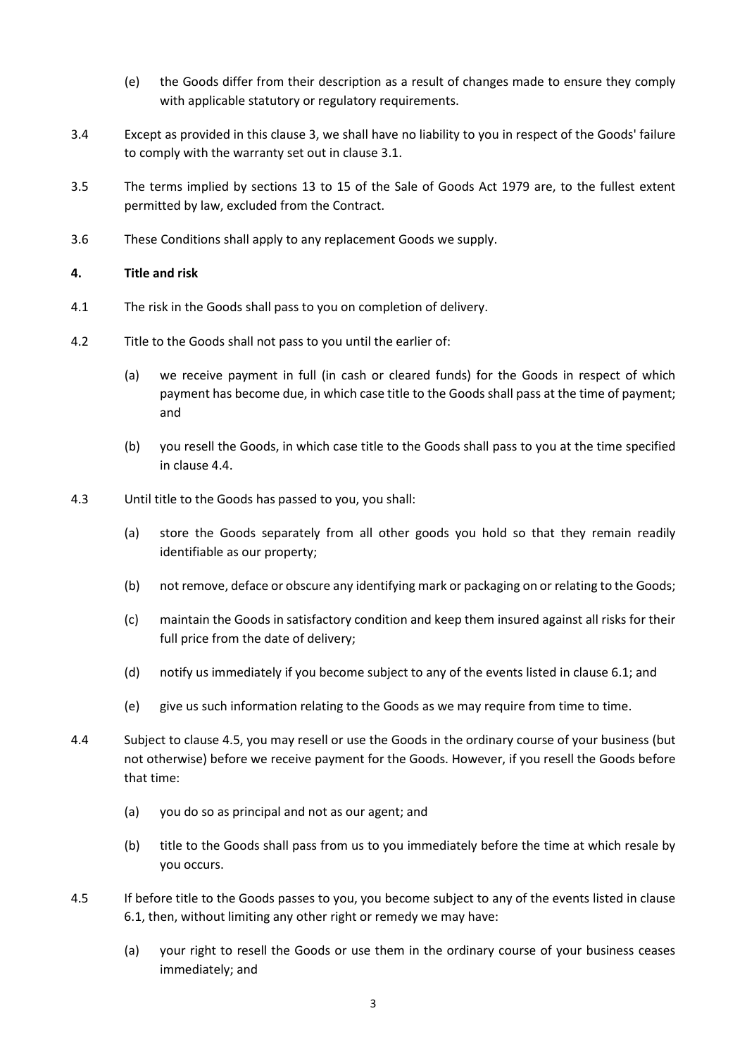(e) the Goods differ from their description as a result of changes made to ensure they comply with applicable statutory or regulatory requirements.

3.4 Except as provided in this clause 3, we shall have no liability to you in respect of the Goods' failure to comply with the warranty set out in clause 3.1.

3.5 The terms implied by sections 13 to 15 of the Sale of Goods Act 1979 are, to the fullest extent permitted by law, excluded from the Contract.

3.6 These Conditions shall apply to any replacement Goods we supply.

**4. Title and risk**

4.1 The risk in the Goods shall pass to you on completion of delivery.

4.2 Title to the Goods shall not pass to you until the earlier of:

(a) we receive payment in full (in cash or cleared funds) for the Goods in respect of which payment has become due, in which case title to the Goods shall pass at the time of payment; and

(b) you resell the Goods, in which case title to the Goods shall pass to you at the time specified in clause 4.4.

4.3 Until title to the Goods has passed to you, you shall:

(a) store the Goods separately from all other goods you hold so that they remain readily identifiable as our property;

(b) not remove, deface or obscure any identifying mark or packaging on or relating to the Goods;

(c) maintain the Goods in satisfactory condition and keep them insured against all risks for their full price from the date of delivery;

(d) notify us immediately if you become subject to any of the events listed in clause 6.1; and

(e) give us such information relating to the Goods as we may require from time to time.

4.4 Subject to clause 4.5, you may resell or use the Goods in the ordinary course of your business (but not otherwise) before we receive payment for the Goods. However, if you resell the Goods before that time:

(a) you do so as principal and not as our agent; and

(b) title to the Goods shall pass from us to you immediately before the time at which resale by you occurs.

4.5 If before title to the Goods passes to you, you become subject to any of the events listed in clause 6.1, then, without limiting any other right or remedy we may have:

(a) your right to resell the Goods or use them in the ordinary course of your business ceases immediately; and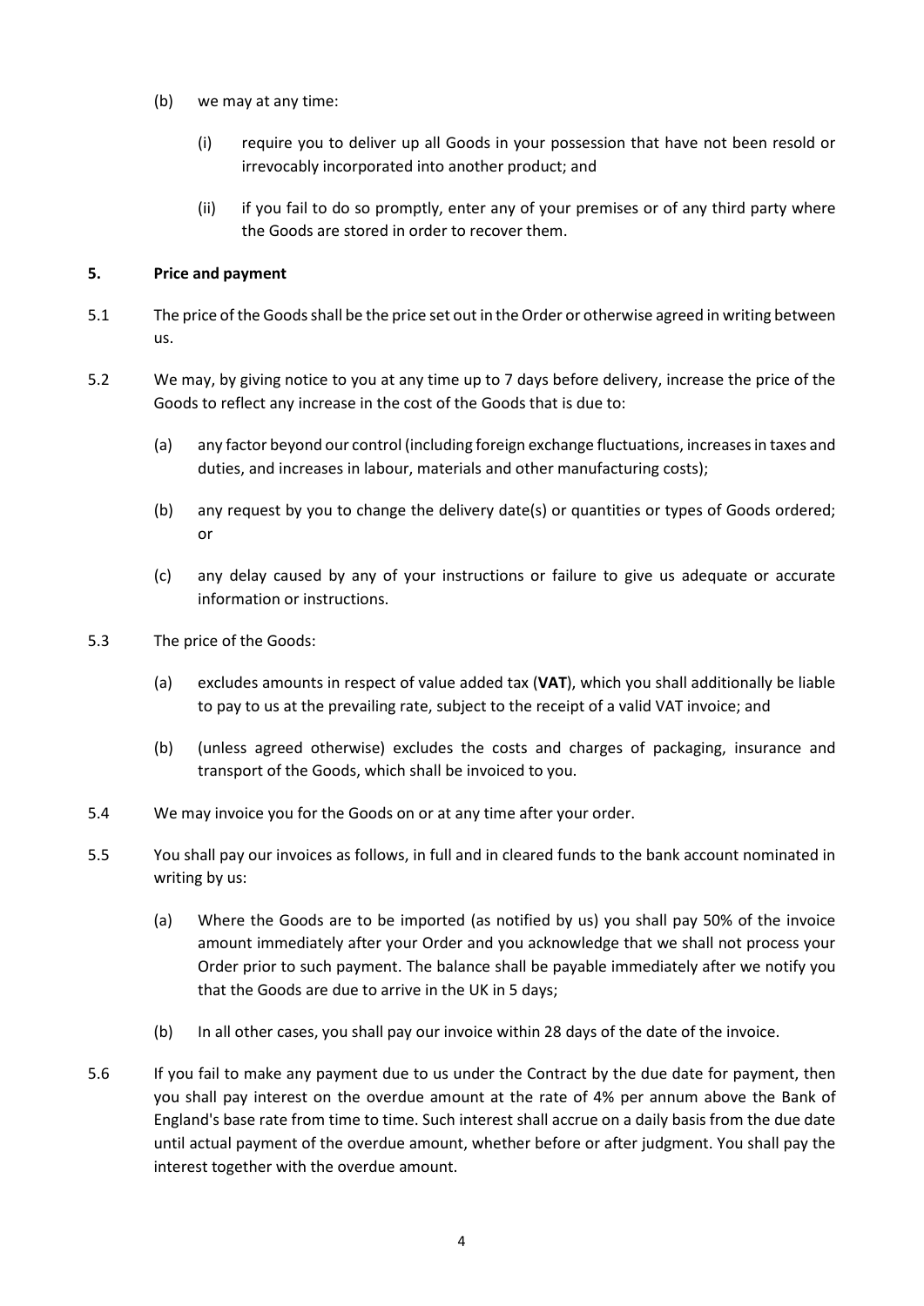(b) we may at any time:

  (i) require you to deliver up all Goods in your possession that have not been resold or irrevocably incorporated into another product; and

  (ii) if you fail to do so promptly, enter any of your premises or of any third party where the Goods are stored in order to recover them.

## 5. Price and payment

5.1 The price of the Goods shall be the price set out in the Order or otherwise agreed in writing between us.

5.2 We may, by giving notice to you at any time up to 7 days before delivery, increase the price of the Goods to reflect any increase in the cost of the Goods that is due to:

  (a) any factor beyond our control (including foreign exchange fluctuations, increases in taxes and duties, and increases in labour, materials and other manufacturing costs);

  (b) any request by you to change the delivery date(s) or quantities or types of Goods ordered; or

  (c) any delay caused by any of your instructions or failure to give us adequate or accurate information or instructions.

5.3 The price of the Goods:

  (a) excludes amounts in respect of value added tax (**VAT**), which you shall additionally be liable to pay to us at the prevailing rate, subject to the receipt of a valid VAT invoice; and

  (b) (unless agreed otherwise) excludes the costs and charges of packaging, insurance and transport of the Goods, which shall be invoiced to you.

5.4 We may invoice you for the Goods on or at any time after your order.

5.5 You shall pay our invoices as follows, in full and in cleared funds to the bank account nominated in writing by us:

  (a) Where the Goods are to be imported (as notified by us) you shall pay 50% of the invoice amount immediately after your Order and you acknowledge that we shall not process your Order prior to such payment. The balance shall be payable immediately after we notify you that the Goods are due to arrive in the UK in 5 days;

  (b) In all other cases, you shall pay our invoice within 28 days of the date of the invoice.

5.6 If you fail to make any payment due to us under the Contract by the due date for payment, then you shall pay interest on the overdue amount at the rate of 4% per annum above the Bank of England's base rate from time to time. Such interest shall accrue on a daily basis from the due date until actual payment of the overdue amount, whether before or after judgment. You shall pay the interest together with the overdue amount.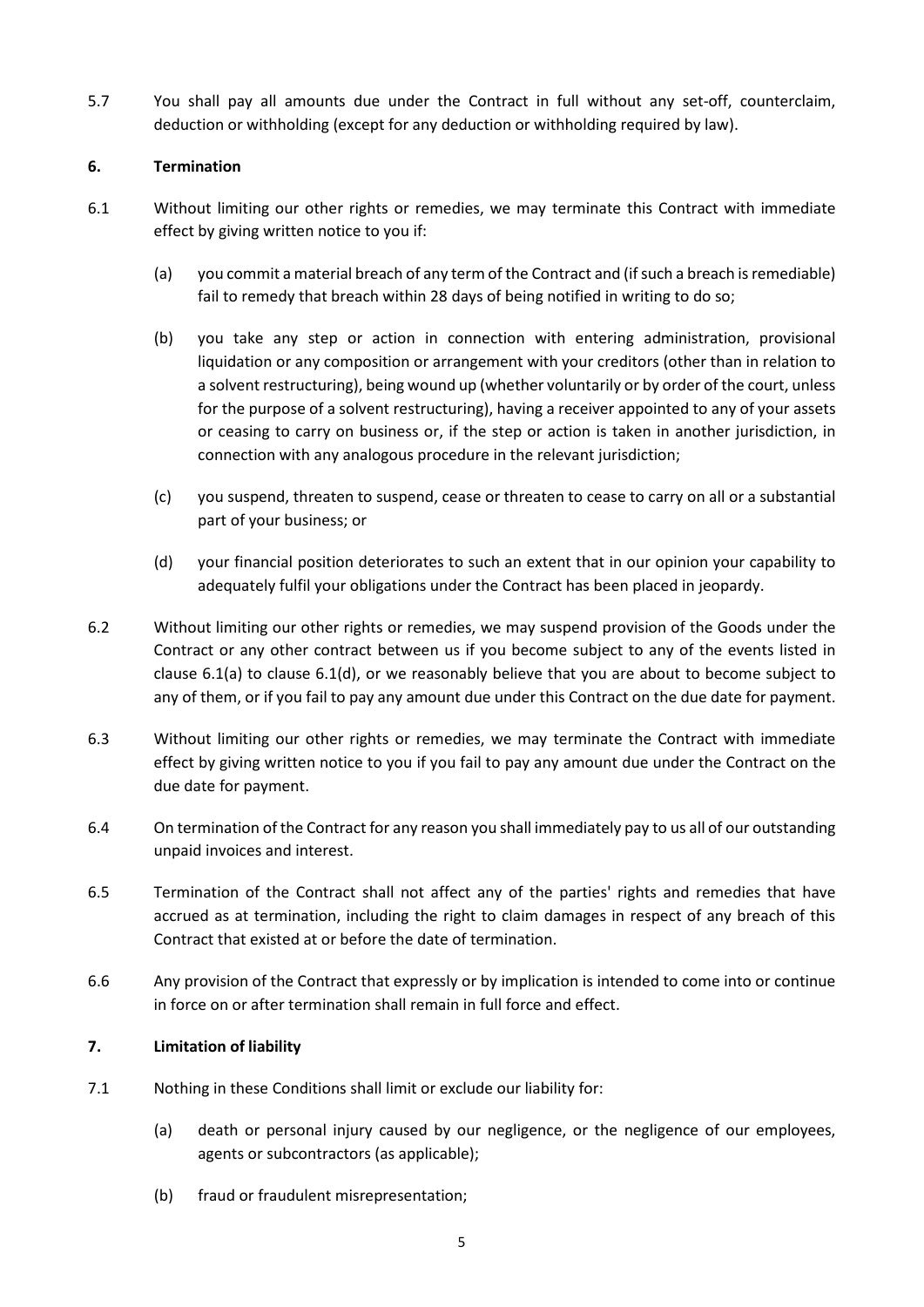5.7 You shall pay all amounts due under the Contract in full without any set-off, counterclaim, deduction or withholding (except for any deduction or withholding required by law).

## 6. Termination

6.1 Without limiting our other rights or remedies, we may terminate this Contract with immediate effect by giving written notice to you if:

(a) you commit a material breach of any term of the Contract and (if such a breach is remediable) fail to remedy that breach within 28 days of being notified in writing to do so;

(b) you take any step or action in connection with entering administration, provisional liquidation or any composition or arrangement with your creditors (other than in relation to a solvent restructuring), being wound up (whether voluntarily or by order of the court, unless for the purpose of a solvent restructuring), having a receiver appointed to any of your assets or ceasing to carry on business or, if the step or action is taken in another jurisdiction, in connection with any analogous procedure in the relevant jurisdiction;

(c) you suspend, threaten to suspend, cease or threaten to cease to carry on all or a substantial part of your business; or

(d) your financial position deteriorates to such an extent that in our opinion your capability to adequately fulfil your obligations under the Contract has been placed in jeopardy.

6.2 Without limiting our other rights or remedies, we may suspend provision of the Goods under the Contract or any other contract between us if you become subject to any of the events listed in clause 6.1(a) to clause 6.1(d), or we reasonably believe that you are about to become subject to any of them, or if you fail to pay any amount due under this Contract on the due date for payment.

6.3 Without limiting our other rights or remedies, we may terminate the Contract with immediate effect by giving written notice to you if you fail to pay any amount due under the Contract on the due date for payment.

6.4 On termination of the Contract for any reason you shall immediately pay to us all of our outstanding unpaid invoices and interest.

6.5 Termination of the Contract shall not affect any of the parties' rights and remedies that have accrued as at termination, including the right to claim damages in respect of any breach of this Contract that existed at or before the date of termination.

6.6 Any provision of the Contract that expressly or by implication is intended to come into or continue in force on or after termination shall remain in full force and effect.

## 7. Limitation of liability

7.1 Nothing in these Conditions shall limit or exclude our liability for:

(a) death or personal injury caused by our negligence, or the negligence of our employees, agents or subcontractors (as applicable);

(b) fraud or fraudulent misrepresentation;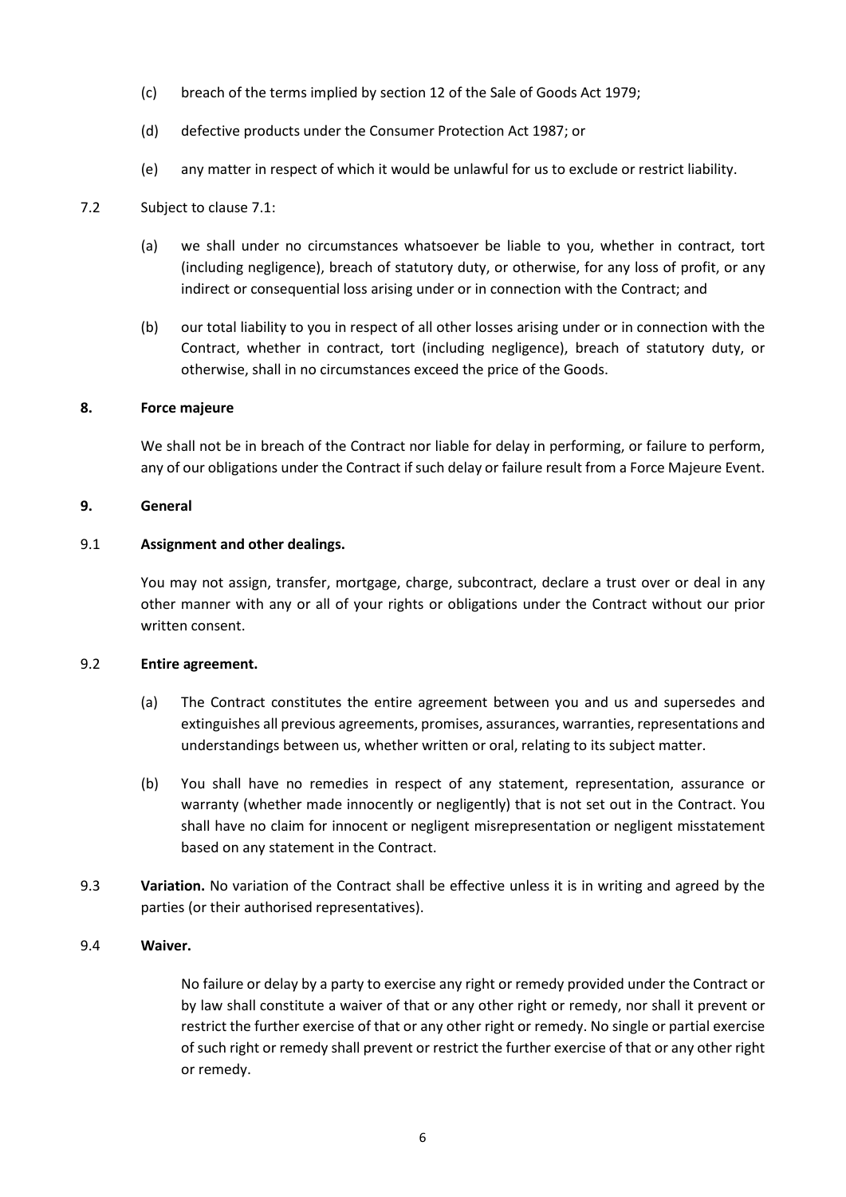(c) breach of the terms implied by section 12 of the Sale of Goods Act 1979;

(d) defective products under the Consumer Protection Act 1987; or

(e) any matter in respect of which it would be unlawful for us to exclude or restrict liability.

7.2 Subject to clause 7.1:

(a) we shall under no circumstances whatsoever be liable to you, whether in contract, tort (including negligence), breach of statutory duty, or otherwise, for any loss of profit, or any indirect or consequential loss arising under or in connection with the Contract; and

(b) our total liability to you in respect of all other losses arising under or in connection with the Contract, whether in contract, tort (including negligence), breach of statutory duty, or otherwise, shall in no circumstances exceed the price of the Goods.

**8. Force majeure**

We shall not be in breach of the Contract nor liable for delay in performing, or failure to perform, any of our obligations under the Contract if such delay or failure result from a Force Majeure Event.

**9. General**

9.1 **Assignment and other dealings.**

You may not assign, transfer, mortgage, charge, subcontract, declare a trust over or deal in any other manner with any or all of your rights or obligations under the Contract without our prior written consent.

9.2 **Entire agreement.**

(a) The Contract constitutes the entire agreement between you and us and supersedes and extinguishes all previous agreements, promises, assurances, warranties, representations and understandings between us, whether written or oral, relating to its subject matter.

(b) You shall have no remedies in respect of any statement, representation, assurance or warranty (whether made innocently or negligently) that is not set out in the Contract. You shall have no claim for innocent or negligent misrepresentation or negligent misstatement based on any statement in the Contract.

9.3 **Variation.** No variation of the Contract shall be effective unless it is in writing and agreed by the parties (or their authorised representatives).

9.4 **Waiver.**

No failure or delay by a party to exercise any right or remedy provided under the Contract or by law shall constitute a waiver of that or any other right or remedy, nor shall it prevent or restrict the further exercise of that or any other right or remedy. No single or partial exercise of such right or remedy shall prevent or restrict the further exercise of that or any other right or remedy.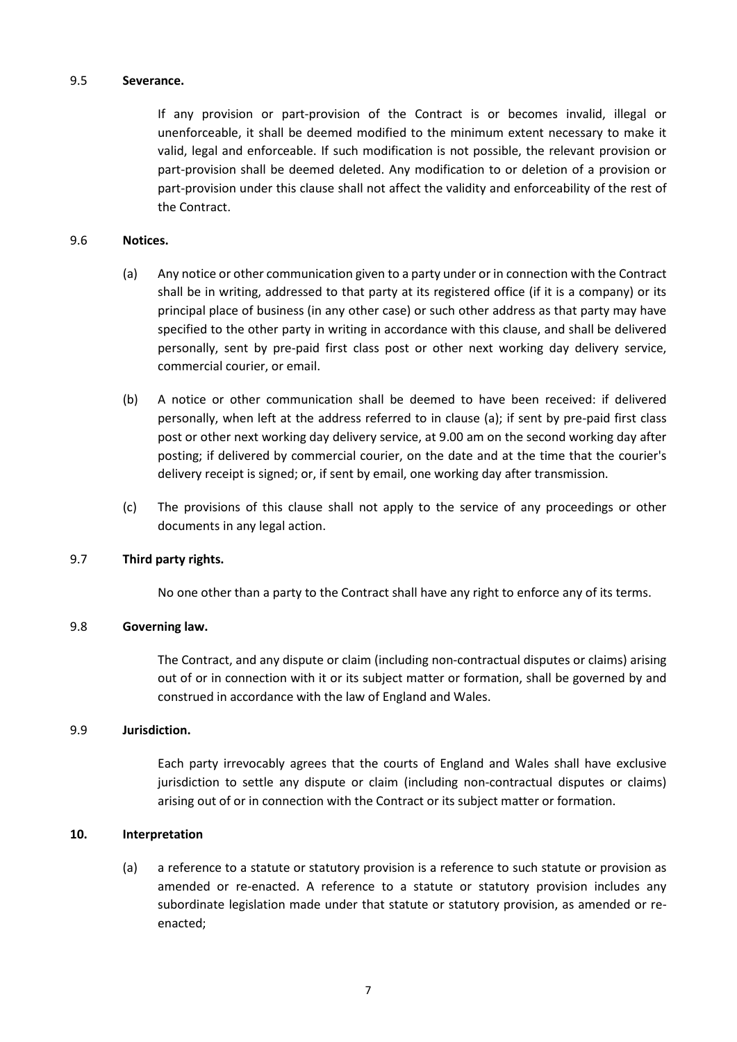9.5 **Severance.**

If any provision or part-provision of the Contract is or becomes invalid, illegal or unenforceable, it shall be deemed modified to the minimum extent necessary to make it valid, legal and enforceable. If such modification is not possible, the relevant provision or part-provision shall be deemed deleted. Any modification to or deletion of a provision or part-provision under this clause shall not affect the validity and enforceability of the rest of the Contract.

9.6 **Notices.**

(a) Any notice or other communication given to a party under or in connection with the Contract shall be in writing, addressed to that party at its registered office (if it is a company) or its principal place of business (in any other case) or such other address as that party may have specified to the other party in writing in accordance with this clause, and shall be delivered personally, sent by pre-paid first class post or other next working day delivery service, commercial courier, or email.

(b) A notice or other communication shall be deemed to have been received: if delivered personally, when left at the address referred to in clause (a); if sent by pre-paid first class post or other next working day delivery service, at 9.00 am on the second working day after posting; if delivered by commercial courier, on the date and at the time that the courier's delivery receipt is signed; or, if sent by email, one working day after transmission.

(c) The provisions of this clause shall not apply to the service of any proceedings or other documents in any legal action.

9.7 **Third party rights.**

No one other than a party to the Contract shall have any right to enforce any of its terms.

9.8 **Governing law.**

The Contract, and any dispute or claim (including non-contractual disputes or claims) arising out of or in connection with it or its subject matter or formation, shall be governed by and construed in accordance with the law of England and Wales.

9.9 **Jurisdiction.**

Each party irrevocably agrees that the courts of England and Wales shall have exclusive jurisdiction to settle any dispute or claim (including non-contractual disputes or claims) arising out of or in connection with the Contract or its subject matter or formation.

**10. Interpretation**

(a) a reference to a statute or statutory provision is a reference to such statute or provision as amended or re-enacted. A reference to a statute or statutory provision includes any subordinate legislation made under that statute or statutory provision, as amended or re-enacted;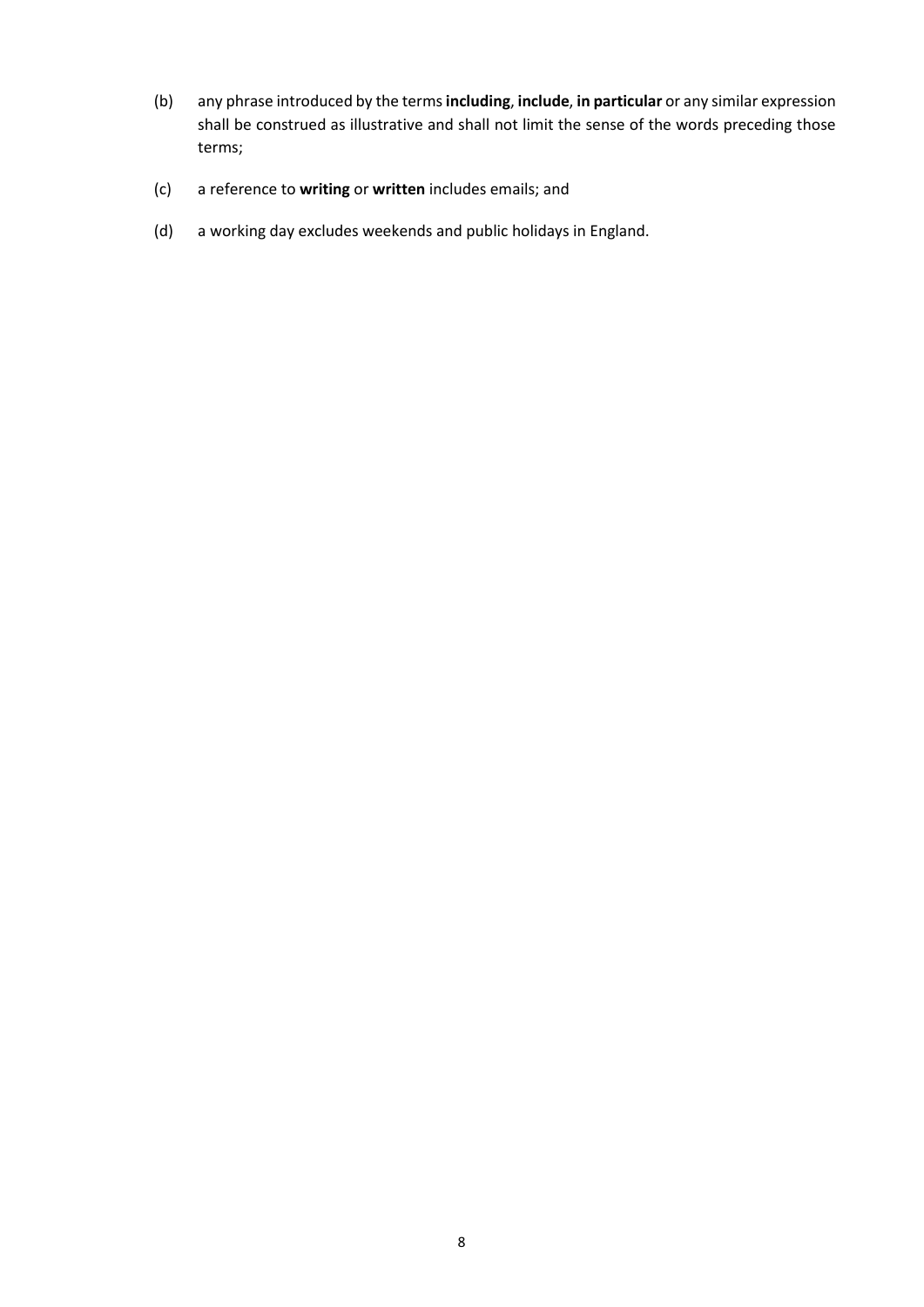(b) any phrase introduced by the terms **including**, **include**, **in particular** or any similar expression shall be construed as illustrative and shall not limit the sense of the words preceding those terms;

(c) a reference to **writing** or **written** includes emails; and

(d) a working day excludes weekends and public holidays in England.